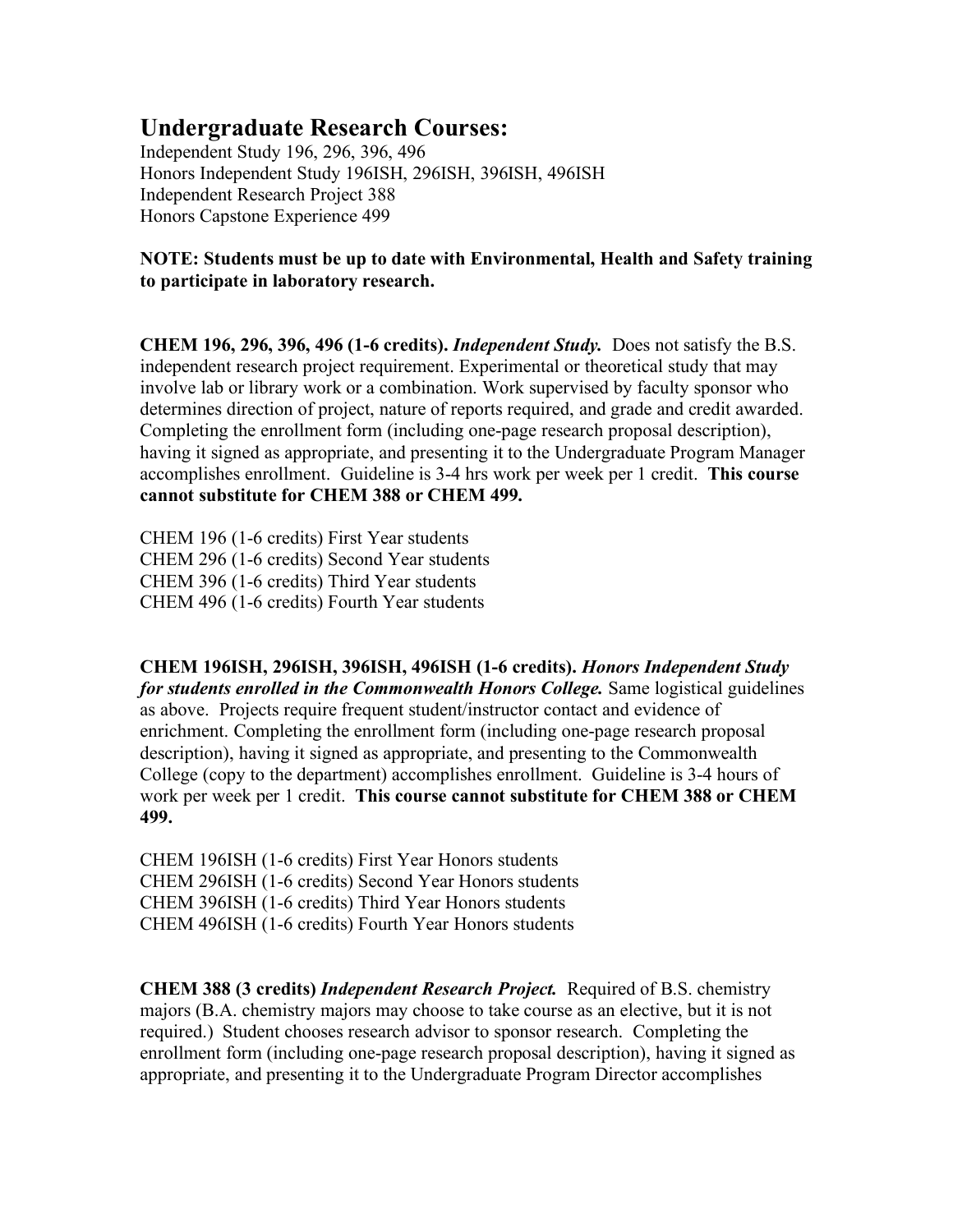## Undergraduate Research Courses:

Independent Study 196, 296, 396, 496
Honors Independent Study 196ISH, 296ISH, 396ISH, 496ISH
Independent Research Project 388
Honors Capstone Experience 499

**NOTE: Students must be up to date with Environmental, Health and Safety training to participate in laboratory research.**

**CHEM 196, 296, 396, 496 (1-6 credits).** ***Independent Study.*** Does not satisfy the B.S. independent research project requirement. Experimental or theoretical study that may involve lab or library work or a combination. Work supervised by faculty sponsor who determines direction of project, nature of reports required, and grade and credit awarded. Completing the enrollment form (including one-page research proposal description), having it signed as appropriate, and presenting it to the Undergraduate Program Manager accomplishes enrollment. Guideline is 3-4 hrs work per week per 1 credit. **This course cannot substitute for CHEM 388 or CHEM 499.**

CHEM 196 (1-6 credits) First Year students
CHEM 296 (1-6 credits) Second Year students
CHEM 396 (1-6 credits) Third Year students
CHEM 496 (1-6 credits) Fourth Year students

**CHEM 196ISH, 296ISH, 396ISH, 496ISH (1-6 credits).** ***Honors Independent Study for students enrolled in the Commonwealth Honors College.*** Same logistical guidelines as above. Projects require frequent student/instructor contact and evidence of enrichment. Completing the enrollment form (including one-page research proposal description), having it signed as appropriate, and presenting to the Commonwealth College (copy to the department) accomplishes enrollment. Guideline is 3-4 hours of work per week per 1 credit. **This course cannot substitute for CHEM 388 or CHEM 499.**

CHEM 196ISH (1-6 credits) First Year Honors students
CHEM 296ISH (1-6 credits) Second Year Honors students
CHEM 396ISH (1-6 credits) Third Year Honors students
CHEM 496ISH (1-6 credits) Fourth Year Honors students

**CHEM 388 (3 credits)** ***Independent Research Project.*** Required of B.S. chemistry majors (B.A. chemistry majors may choose to take course as an elective, but it is not required.) Student chooses research advisor to sponsor research. Completing the enrollment form (including one-page research proposal description), having it signed as appropriate, and presenting it to the Undergraduate Program Director accomplishes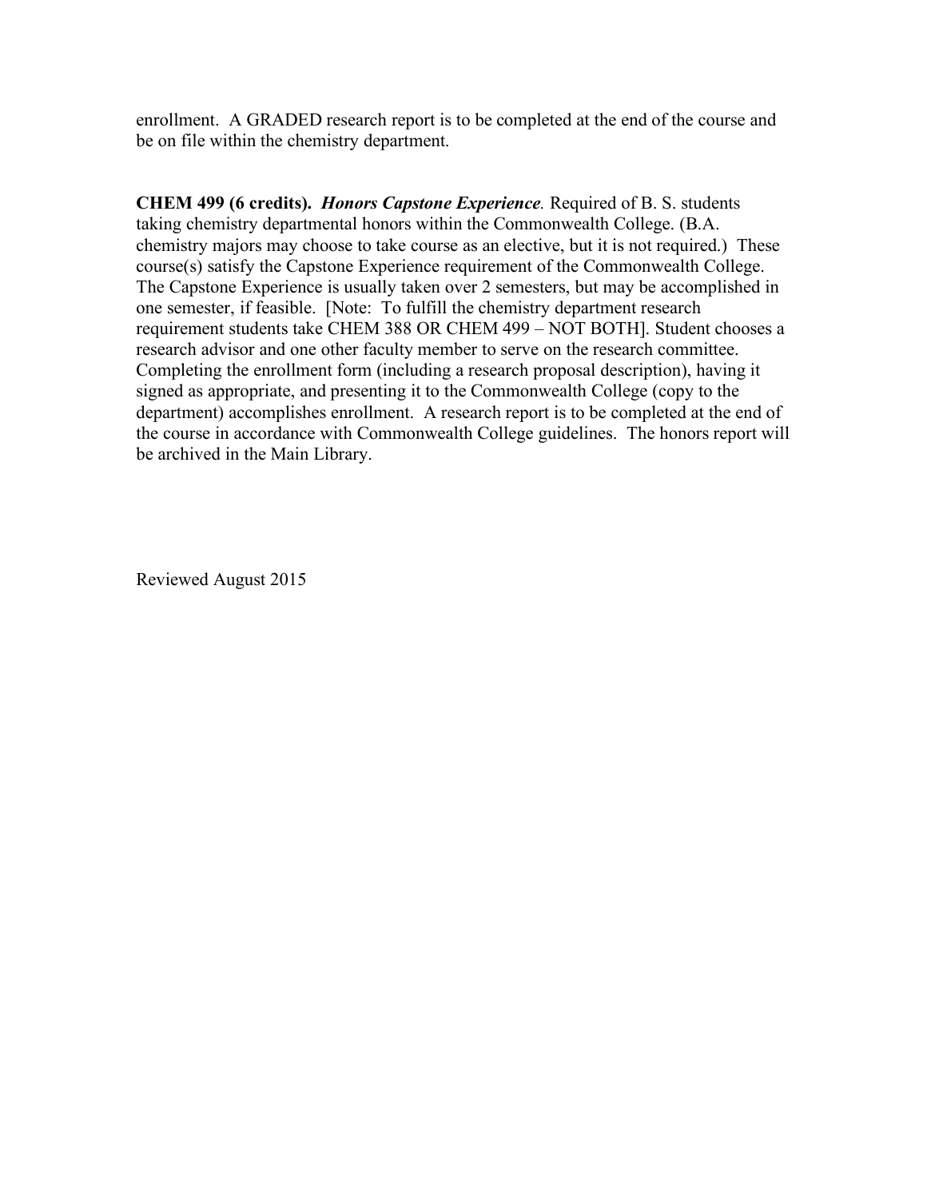enrollment. A GRADED research report is to be completed at the end of the course and be on file within the chemistry department.

**CHEM 499 (6 credits).** ***Honors Capstone Experience*.** Required of B. S. students taking chemistry departmental honors within the Commonwealth College. (B.A. chemistry majors may choose to take course as an elective, but it is not required.) These course(s) satisfy the Capstone Experience requirement of the Commonwealth College. The Capstone Experience is usually taken over 2 semesters, but may be accomplished in one semester, if feasible. [Note: To fulfill the chemistry department research requirement students take CHEM 388 OR CHEM 499 – NOT BOTH]. Student chooses a research advisor and one other faculty member to serve on the research committee. Completing the enrollment form (including a research proposal description), having it signed as appropriate, and presenting it to the Commonwealth College (copy to the department) accomplishes enrollment. A research report is to be completed at the end of the course in accordance with Commonwealth College guidelines. The honors report will be archived in the Main Library.

Reviewed August 2015